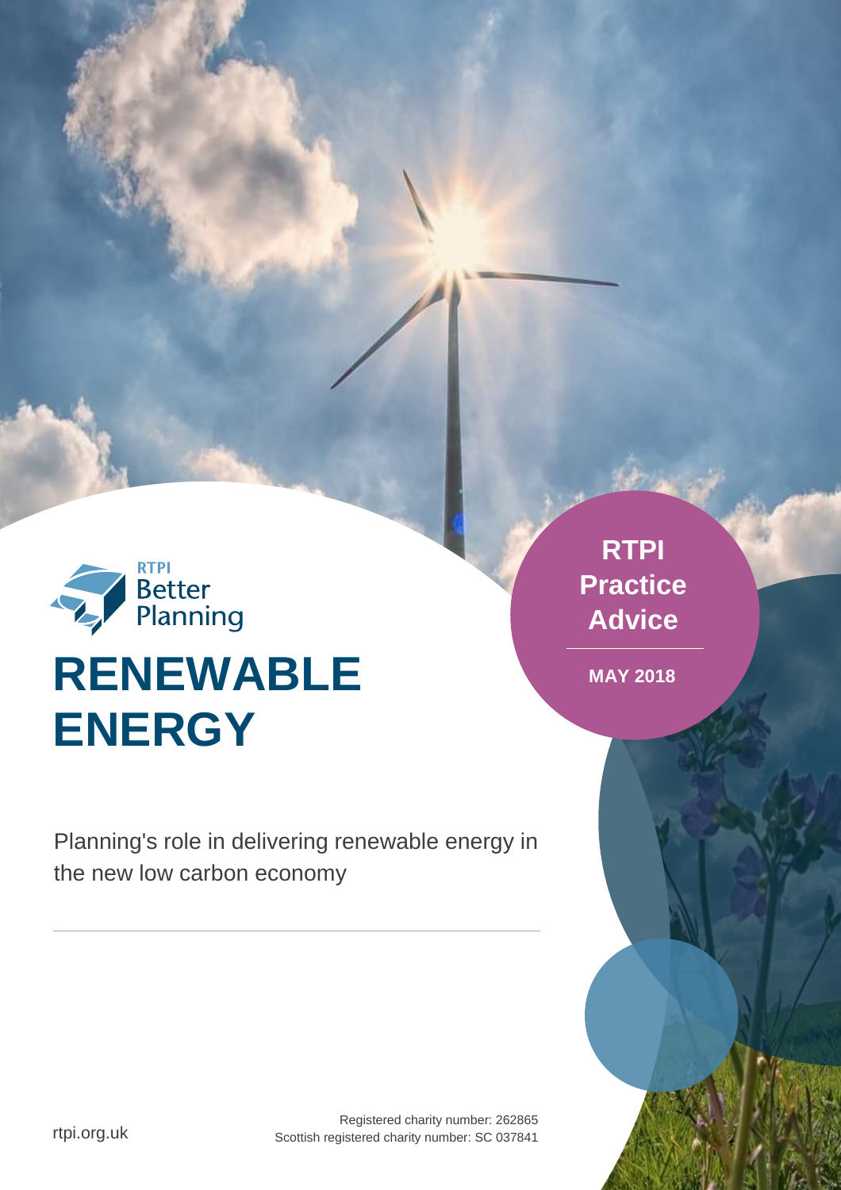RTPI Better Planning

# RENEWABLE ENERGY

**RTPI Practice Advice**

**MAY 2018**

Planning's role in delivering renewable energy in the new low carbon economy

rtpi.org.uk

Registered charity number: 262865
Scottish registered charity number: SC 037841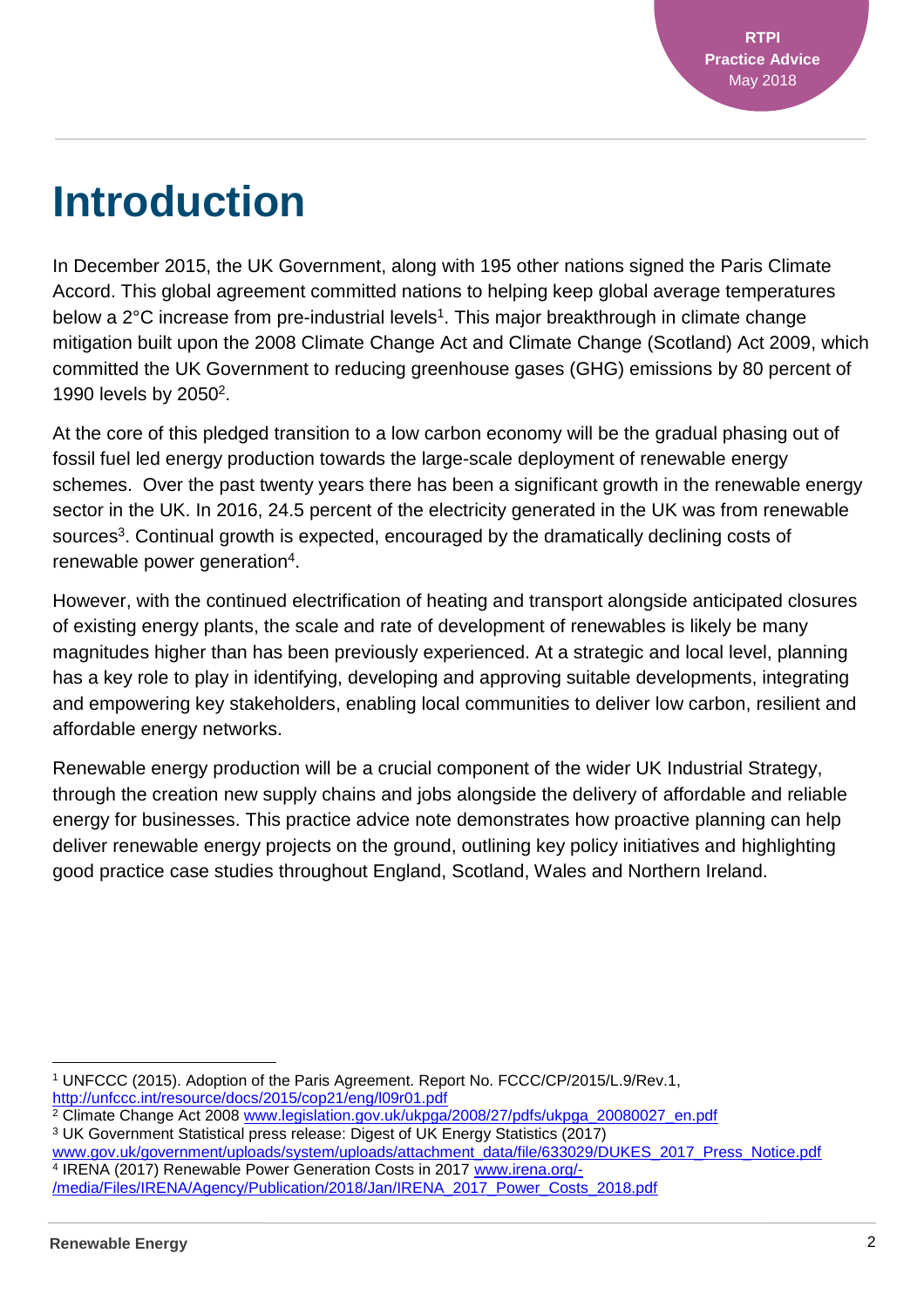# Introduction

In December 2015, the UK Government, along with 195 other nations signed the Paris Climate Accord. This global agreement committed nations to helping keep global average temperatures below a 2°C increase from pre-industrial levels[1]. This major breakthrough in climate change mitigation built upon the 2008 Climate Change Act and Climate Change (Scotland) Act 2009, which committed the UK Government to reducing greenhouse gases (GHG) emissions by 80 percent of 1990 levels by 2050[2].

At the core of this pledged transition to a low carbon economy will be the gradual phasing out of fossil fuel led energy production towards the large-scale deployment of renewable energy schemes. Over the past twenty years there has been a significant growth in the renewable energy sector in the UK. In 2016, 24.5 percent of the electricity generated in the UK was from renewable sources[3]. Continual growth is expected, encouraged by the dramatically declining costs of renewable power generation[4].

However, with the continued electrification of heating and transport alongside anticipated closures of existing energy plants, the scale and rate of development of renewables is likely be many magnitudes higher than has been previously experienced. At a strategic and local level, planning has a key role to play in identifying, developing and approving suitable developments, integrating and empowering key stakeholders, enabling local communities to deliver low carbon, resilient and affordable energy networks.

Renewable energy production will be a crucial component of the wider UK Industrial Strategy, through the creation new supply chains and jobs alongside the delivery of affordable and reliable energy for businesses. This practice advice note demonstrates how proactive planning can help deliver renewable energy projects on the ground, outlining key policy initiatives and highlighting good practice case studies throughout England, Scotland, Wales and Northern Ireland.

---

[1] UNFCCC (2015). Adoption of the Paris Agreement. Report No. FCCC/CP/2015/L.9/Rev.1, http://unfccc.int/resource/docs/2015/cop21/eng/l09r01.pdf

[2] Climate Change Act 2008 www.legislation.gov.uk/ukpga/2008/27/pdfs/ukpga_20080027_en.pdf

[3] UK Government Statistical press release: Digest of UK Energy Statistics (2017) www.gov.uk/government/uploads/system/uploads/attachment_data/file/633029/DUKES_2017_Press_Notice.pdf

[4] IRENA (2017) Renewable Power Generation Costs in 2017 www.irena.org/-/media/Files/IRENA/Agency/Publication/2018/Jan/IRENA_2017_Power_Costs_2018.pdf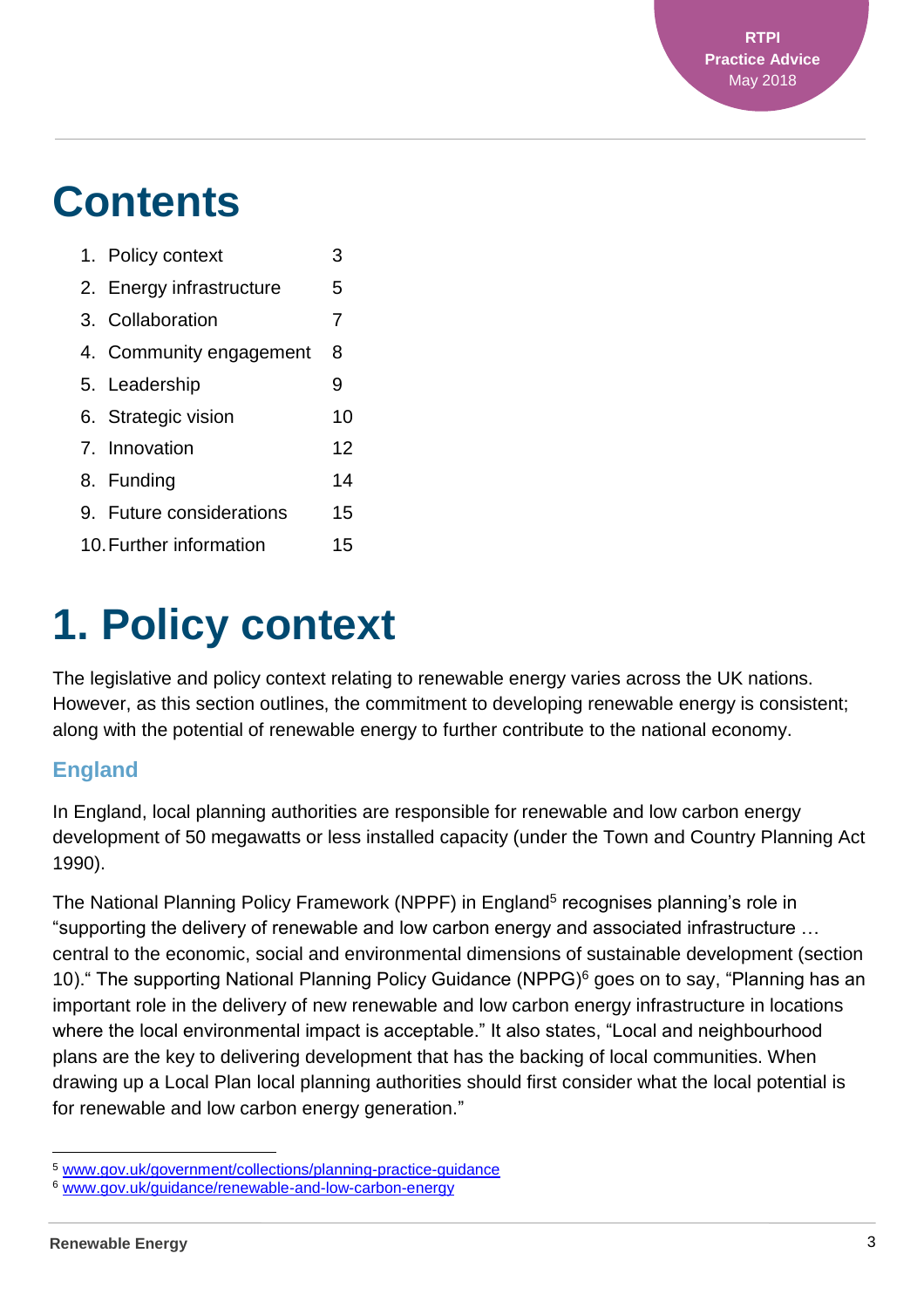# Contents

1. Policy context 3
2. Energy infrastructure 5
3. Collaboration 7
4. Community engagement 8
5. Leadership 9
6. Strategic vision 10
7. Innovation 12
8. Funding 14
9. Future considerations 15
10. Further information 15

# 1. Policy context

The legislative and policy context relating to renewable energy varies across the UK nations. However, as this section outlines, the commitment to developing renewable energy is consistent; along with the potential of renewable energy to further contribute to the national economy.

## England

In England, local planning authorities are responsible for renewable and low carbon energy development of 50 megawatts or less installed capacity (under the Town and Country Planning Act 1990).

The National Planning Policy Framework (NPPF) in England[5] recognises planning's role in "supporting the delivery of renewable and low carbon energy and associated infrastructure … central to the economic, social and environmental dimensions of sustainable development (section 10)." The supporting National Planning Policy Guidance (NPPG)[6] goes on to say, "Planning has an important role in the delivery of new renewable and low carbon energy infrastructure in locations where the local environmental impact is acceptable." It also states, "Local and neighbourhood plans are the key to delivering development that has the backing of local communities. When drawing up a Local Plan local planning authorities should first consider what the local potential is for renewable and low carbon energy generation."

[5] www.gov.uk/government/collections/planning-practice-guidance
[6] www.gov.uk/guidance/renewable-and-low-carbon-energy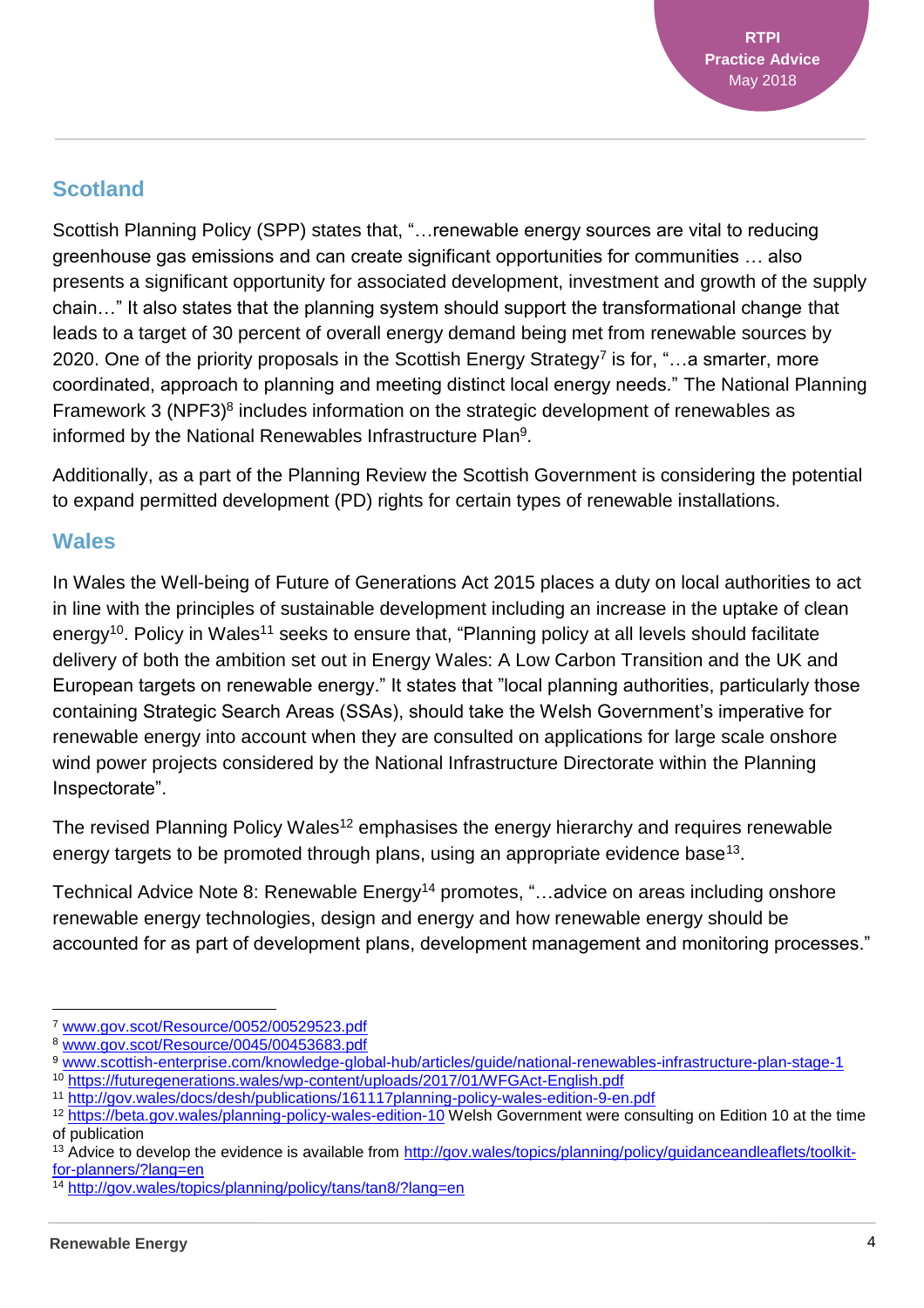## Scotland

Scottish Planning Policy (SPP) states that, "…renewable energy sources are vital to reducing greenhouse gas emissions and can create significant opportunities for communities … also presents a significant opportunity for associated development, investment and growth of the supply chain…" It also states that the planning system should support the transformational change that leads to a target of 30 percent of overall energy demand being met from renewable sources by 2020. One of the priority proposals in the Scottish Energy Strategy[7] is for, "…a smarter, more coordinated, approach to planning and meeting distinct local energy needs." The National Planning Framework 3 (NPF3)[8] includes information on the strategic development of renewables as informed by the National Renewables Infrastructure Plan[9].

Additionally, as a part of the Planning Review the Scottish Government is considering the potential to expand permitted development (PD) rights for certain types of renewable installations.

## Wales

In Wales the Well-being of Future of Generations Act 2015 places a duty on local authorities to act in line with the principles of sustainable development including an increase in the uptake of clean energy[10]. Policy in Wales[11] seeks to ensure that, "Planning policy at all levels should facilitate delivery of both the ambition set out in Energy Wales: A Low Carbon Transition and the UK and European targets on renewable energy." It states that "local planning authorities, particularly those containing Strategic Search Areas (SSAs), should take the Welsh Government's imperative for renewable energy into account when they are consulted on applications for large scale onshore wind power projects considered by the National Infrastructure Directorate within the Planning Inspectorate".

The revised Planning Policy Wales[12] emphasises the energy hierarchy and requires renewable energy targets to be promoted through plans, using an appropriate evidence base[13].

Technical Advice Note 8: Renewable Energy[14] promotes, "…advice on areas including onshore renewable energy technologies, design and energy and how renewable energy should be accounted for as part of development plans, development management and monitoring processes."

---

[7] www.gov.scot/Resource/0052/00529523.pdf

[8] www.gov.scot/Resource/0045/00453683.pdf

[9] www.scottish-enterprise.com/knowledge-global-hub/articles/guide/national-renewables-infrastructure-plan-stage-1

[10] https://futuregenerations.wales/wp-content/uploads/2017/01/WFGAct-English.pdf

[11] http://gov.wales/docs/desh/publications/161117planning-policy-wales-edition-9-en.pdf

[12] https://beta.gov.wales/planning-policy-wales-edition-10 Welsh Government were consulting on Edition 10 at the time of publication

[13] Advice to develop the evidence is available from http://gov.wales/topics/planning/policy/guidanceandleaflets/toolkit-for-planners/?lang=en

[14] http://gov.wales/topics/planning/policy/tans/tan8/?lang=en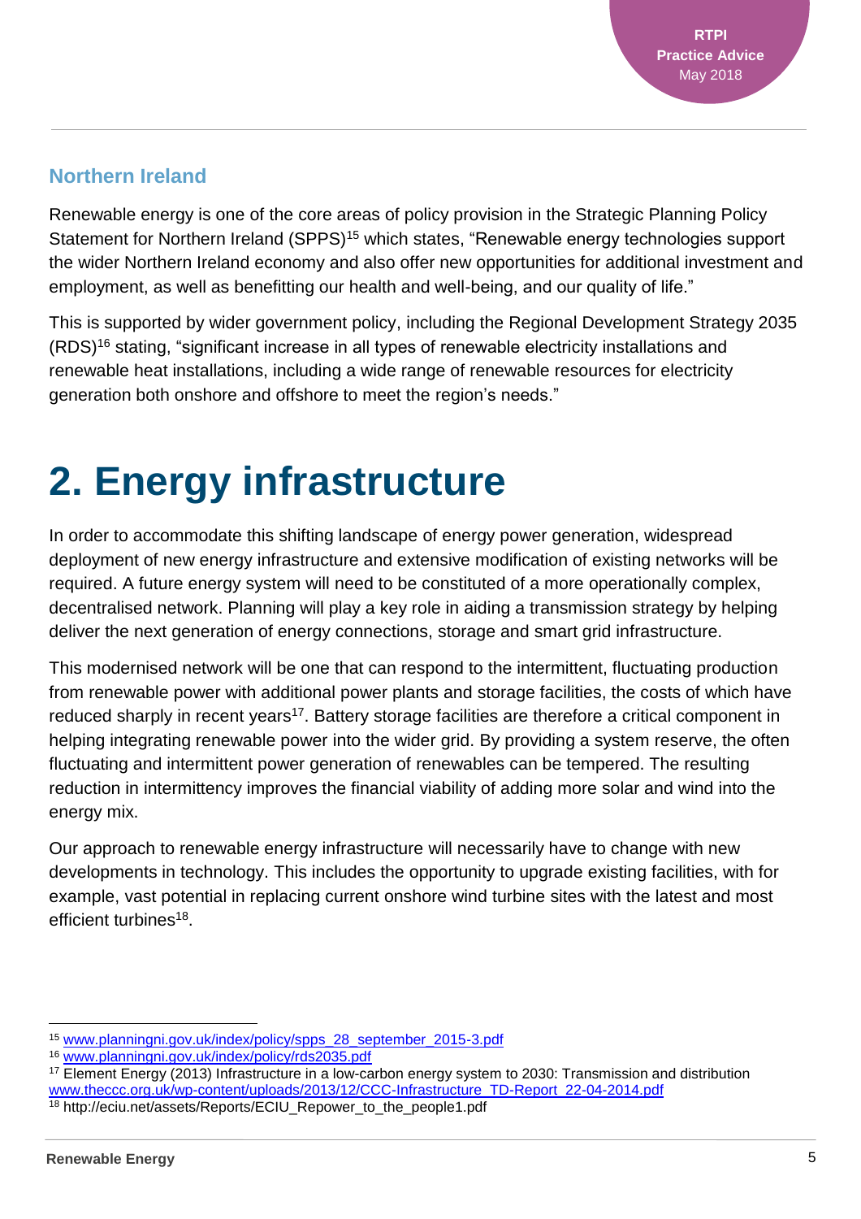### Northern Ireland

Renewable energy is one of the core areas of policy provision in the Strategic Planning Policy Statement for Northern Ireland (SPPS)[15] which states, "Renewable energy technologies support the wider Northern Ireland economy and also offer new opportunities for additional investment and employment, as well as benefitting our health and well-being, and our quality of life."

This is supported by wider government policy, including the Regional Development Strategy 2035 (RDS)[16] stating, "significant increase in all types of renewable electricity installations and renewable heat installations, including a wide range of renewable resources for electricity generation both onshore and offshore to meet the region's needs."

# 2. Energy infrastructure

In order to accommodate this shifting landscape of energy power generation, widespread deployment of new energy infrastructure and extensive modification of existing networks will be required. A future energy system will need to be constituted of a more operationally complex, decentralised network. Planning will play a key role in aiding a transmission strategy by helping deliver the next generation of energy connections, storage and smart grid infrastructure.

This modernised network will be one that can respond to the intermittent, fluctuating production from renewable power with additional power plants and storage facilities, the costs of which have reduced sharply in recent years[17]. Battery storage facilities are therefore a critical component in helping integrating renewable power into the wider grid. By providing a system reserve, the often fluctuating and intermittent power generation of renewables can be tempered. The resulting reduction in intermittency improves the financial viability of adding more solar and wind into the energy mix.

Our approach to renewable energy infrastructure will necessarily have to change with new developments in technology. This includes the opportunity to upgrade existing facilities, with for example, vast potential in replacing current onshore wind turbine sites with the latest and most efficient turbines[18].

---

[15] www.planningni.gov.uk/index/policy/spps_28_september_2015-3.pdf

[16] www.planningni.gov.uk/index/policy/rds2035.pdf

[17] Element Energy (2013) Infrastructure in a low-carbon energy system to 2030: Transmission and distribution www.theccc.org.uk/wp-content/uploads/2013/12/CCC-Infrastructure_TD-Report_22-04-2014.pdf

[18] http://eciu.net/assets/Reports/ECIU_Repower_to_the_people1.pdf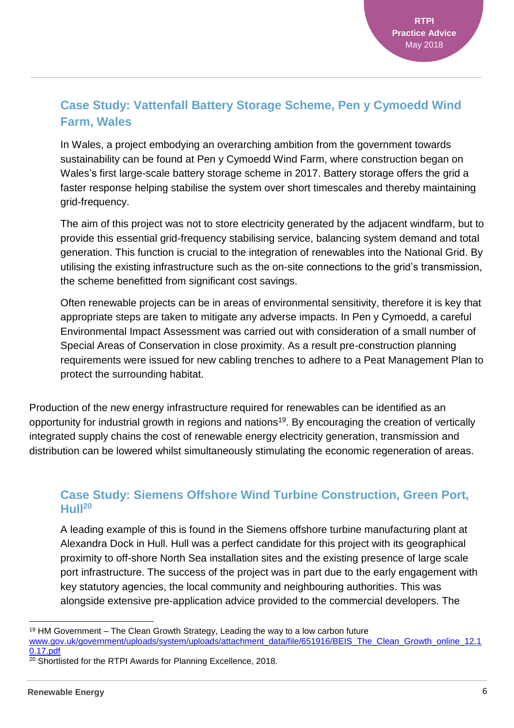## Case Study: Vattenfall Battery Storage Scheme, Pen y Cymoedd Wind Farm, Wales

In Wales, a project embodying an overarching ambition from the government towards sustainability can be found at Pen y Cymoedd Wind Farm, where construction began on Wales's first large-scale battery storage scheme in 2017. Battery storage offers the grid a faster response helping stabilise the system over short timescales and thereby maintaining grid-frequency.

The aim of this project was not to store electricity generated by the adjacent windfarm, but to provide this essential grid-frequency stabilising service, balancing system demand and total generation. This function is crucial to the integration of renewables into the National Grid. By utilising the existing infrastructure such as the on-site connections to the grid's transmission, the scheme benefitted from significant cost savings.

Often renewable projects can be in areas of environmental sensitivity, therefore it is key that appropriate steps are taken to mitigate any adverse impacts. In Pen y Cymoedd, a careful Environmental Impact Assessment was carried out with consideration of a small number of Special Areas of Conservation in close proximity. As a result pre-construction planning requirements were issued for new cabling trenches to adhere to a Peat Management Plan to protect the surrounding habitat.

Production of the new energy infrastructure required for renewables can be identified as an opportunity for industrial growth in regions and nations[19]. By encouraging the creation of vertically integrated supply chains the cost of renewable energy electricity generation, transmission and distribution can be lowered whilst simultaneously stimulating the economic regeneration of areas.

## Case Study: Siemens Offshore Wind Turbine Construction, Green Port, Hull[20]

A leading example of this is found in the Siemens offshore turbine manufacturing plant at Alexandra Dock in Hull. Hull was a perfect candidate for this project with its geographical proximity to off-shore North Sea installation sites and the existing presence of large scale port infrastructure. The success of the project was in part due to the early engagement with key statutory agencies, the local community and neighbouring authorities. This was alongside extensive pre-application advice provided to the commercial developers. The

---

[19] HM Government – The Clean Growth Strategy, Leading the way to a low carbon future [www.gov.uk/government/uploads/system/uploads/attachment_data/file/651916/BEIS_The_Clean_Growth_online_12.10.17.pdf](www.gov.uk/government/uploads/system/uploads/attachment_data/file/651916/BEIS_The_Clean_Growth_online_12.10.17.pdf)

[20] Shortlisted for the RTPI Awards for Planning Excellence, 2018.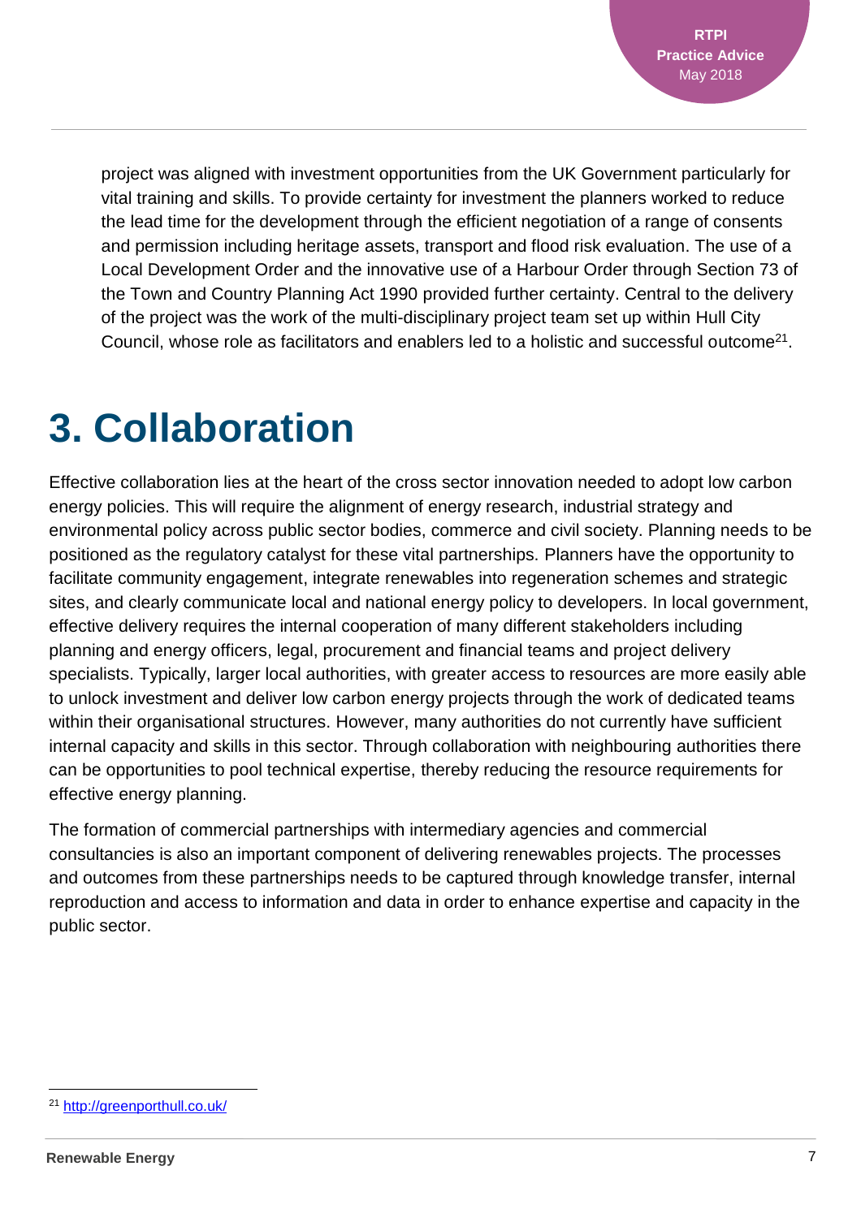project was aligned with investment opportunities from the UK Government particularly for vital training and skills. To provide certainty for investment the planners worked to reduce the lead time for the development through the efficient negotiation of a range of consents and permission including heritage assets, transport and flood risk evaluation. The use of a Local Development Order and the innovative use of a Harbour Order through Section 73 of the Town and Country Planning Act 1990 provided further certainty. Central to the delivery of the project was the work of the multi-disciplinary project team set up within Hull City Council, whose role as facilitators and enablers led to a holistic and successful outcome[21].

# 3. Collaboration

Effective collaboration lies at the heart of the cross sector innovation needed to adopt low carbon energy policies. This will require the alignment of energy research, industrial strategy and environmental policy across public sector bodies, commerce and civil society. Planning needs to be positioned as the regulatory catalyst for these vital partnerships. Planners have the opportunity to facilitate community engagement, integrate renewables into regeneration schemes and strategic sites, and clearly communicate local and national energy policy to developers. In local government, effective delivery requires the internal cooperation of many different stakeholders including planning and energy officers, legal, procurement and financial teams and project delivery specialists. Typically, larger local authorities, with greater access to resources are more easily able to unlock investment and deliver low carbon energy projects through the work of dedicated teams within their organisational structures. However, many authorities do not currently have sufficient internal capacity and skills in this sector. Through collaboration with neighbouring authorities there can be opportunities to pool technical expertise, thereby reducing the resource requirements for effective energy planning.

The formation of commercial partnerships with intermediary agencies and commercial consultancies is also an important component of delivering renewables projects. The processes and outcomes from these partnerships needs to be captured through knowledge transfer, internal reproduction and access to information and data in order to enhance expertise and capacity in the public sector.

[21] http://greenporthull.co.uk/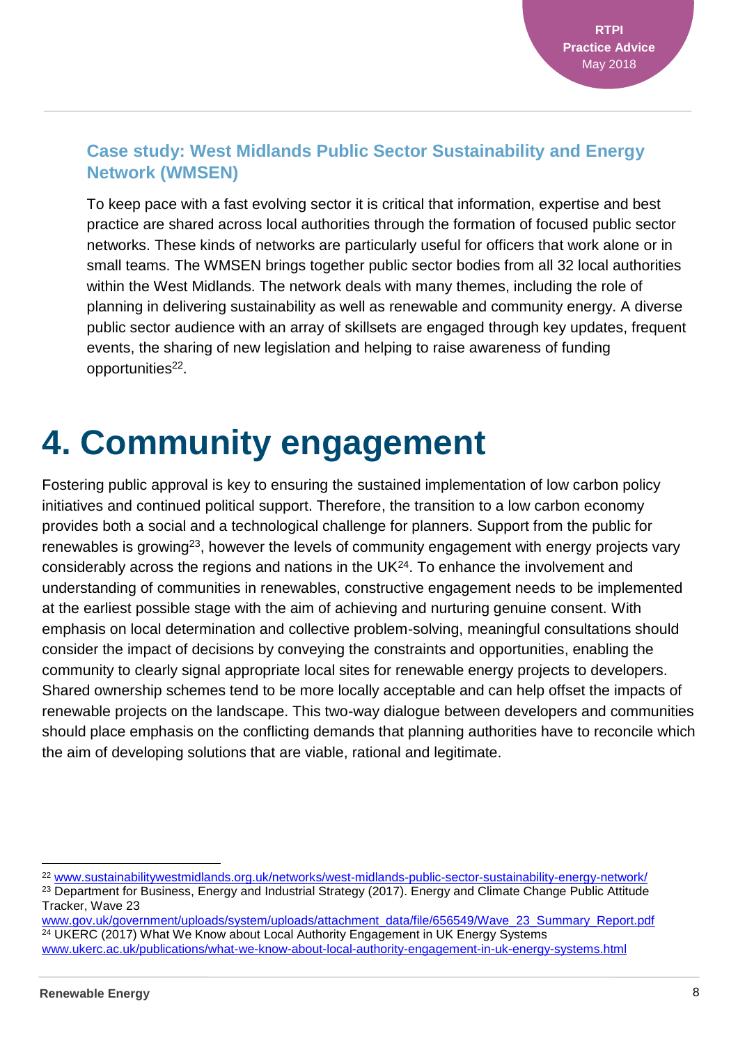### Case study: West Midlands Public Sector Sustainability and Energy Network (WMSEN)

To keep pace with a fast evolving sector it is critical that information, expertise and best practice are shared across local authorities through the formation of focused public sector networks. These kinds of networks are particularly useful for officers that work alone or in small teams. The WMSEN brings together public sector bodies from all 32 local authorities within the West Midlands. The network deals with many themes, including the role of planning in delivering sustainability as well as renewable and community energy. A diverse public sector audience with an array of skillsets are engaged through key updates, frequent events, the sharing of new legislation and helping to raise awareness of funding opportunities[22].

# 4. Community engagement

Fostering public approval is key to ensuring the sustained implementation of low carbon policy initiatives and continued political support. Therefore, the transition to a low carbon economy provides both a social and a technological challenge for planners. Support from the public for renewables is growing[23], however the levels of community engagement with energy projects vary considerably across the regions and nations in the UK[24]. To enhance the involvement and understanding of communities in renewables, constructive engagement needs to be implemented at the earliest possible stage with the aim of achieving and nurturing genuine consent. With emphasis on local determination and collective problem-solving, meaningful consultations should consider the impact of decisions by conveying the constraints and opportunities, enabling the community to clearly signal appropriate local sites for renewable energy projects to developers. Shared ownership schemes tend to be more locally acceptable and can help offset the impacts of renewable projects on the landscape. This two-way dialogue between developers and communities should place emphasis on the conflicting demands that planning authorities have to reconcile which the aim of developing solutions that are viable, rational and legitimate.

---

[22] www.sustainabilitywestmidlands.org.uk/networks/west-midlands-public-sector-sustainability-energy-network/

[23] Department for Business, Energy and Industrial Strategy (2017). Energy and Climate Change Public Attitude Tracker, Wave 23 www.gov.uk/government/uploads/system/uploads/attachment_data/file/656549/Wave_23_Summary_Report.pdf

[24] UKERC (2017) What We Know about Local Authority Engagement in UK Energy Systems www.ukerc.ac.uk/publications/what-we-know-about-local-authority-engagement-in-uk-energy-systems.html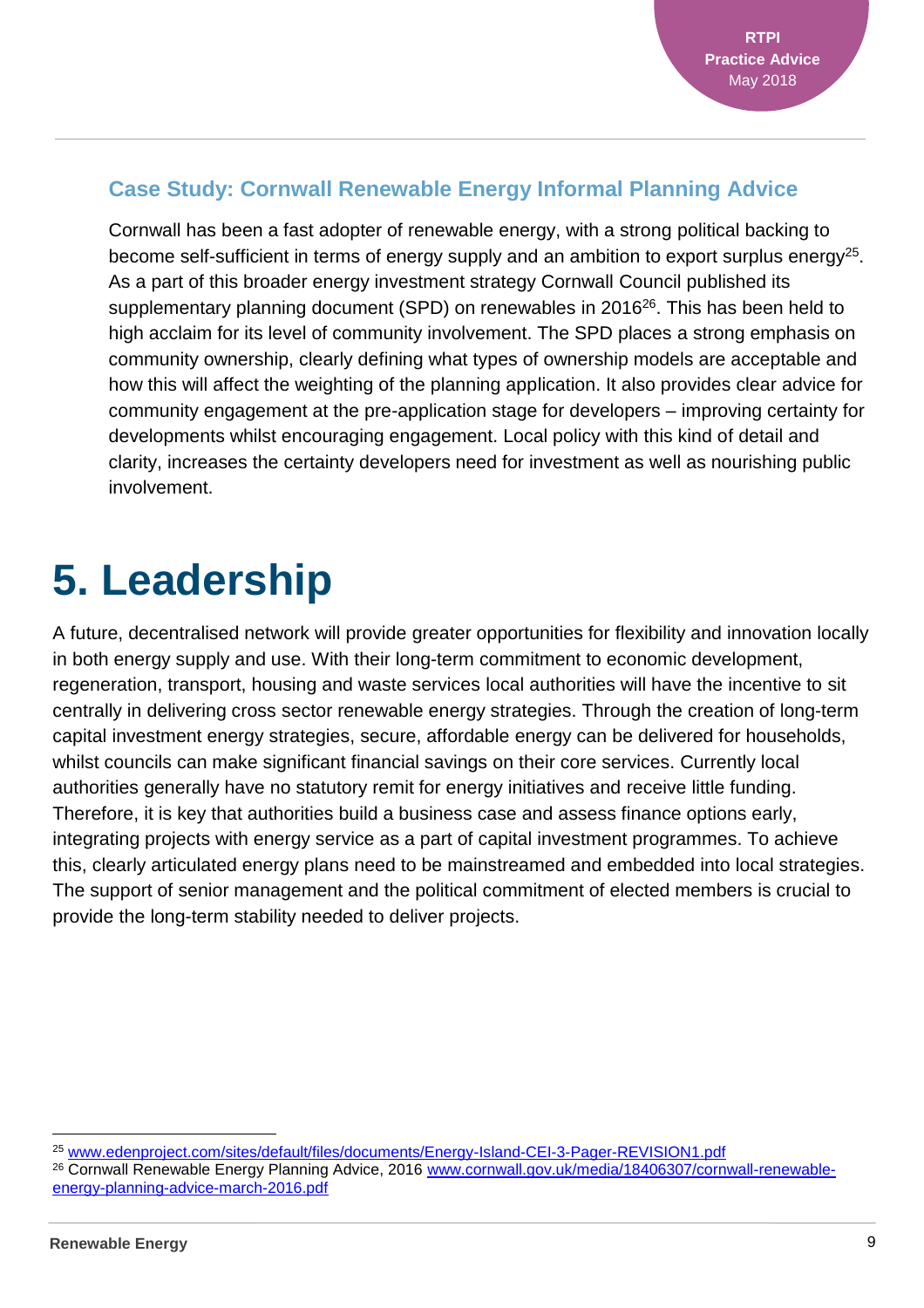### Case Study: Cornwall Renewable Energy Informal Planning Advice

Cornwall has been a fast adopter of renewable energy, with a strong political backing to become self-sufficient in terms of energy supply and an ambition to export surplus energy[25]. As a part of this broader energy investment strategy Cornwall Council published its supplementary planning document (SPD) on renewables in 2016[26]. This has been held to high acclaim for its level of community involvement. The SPD places a strong emphasis on community ownership, clearly defining what types of ownership models are acceptable and how this will affect the weighting of the planning application. It also provides clear advice for community engagement at the pre-application stage for developers – improving certainty for developments whilst encouraging engagement. Local policy with this kind of detail and clarity, increases the certainty developers need for investment as well as nourishing public involvement.

# 5. Leadership

A future, decentralised network will provide greater opportunities for flexibility and innovation locally in both energy supply and use. With their long-term commitment to economic development, regeneration, transport, housing and waste services local authorities will have the incentive to sit centrally in delivering cross sector renewable energy strategies. Through the creation of long-term capital investment energy strategies, secure, affordable energy can be delivered for households, whilst councils can make significant financial savings on their core services. Currently local authorities generally have no statutory remit for energy initiatives and receive little funding. Therefore, it is key that authorities build a business case and assess finance options early, integrating projects with energy service as a part of capital investment programmes. To achieve this, clearly articulated energy plans need to be mainstreamed and embedded into local strategies. The support of senior management and the political commitment of elected members is crucial to provide the long-term stability needed to deliver projects.

---

[25] www.edenproject.com/sites/default/files/documents/Energy-Island-CEI-3-Pager-REVISION1.pdf

[26] Cornwall Renewable Energy Planning Advice, 2016 www.cornwall.gov.uk/media/18406307/cornwall-renewable-energy-planning-advice-march-2016.pdf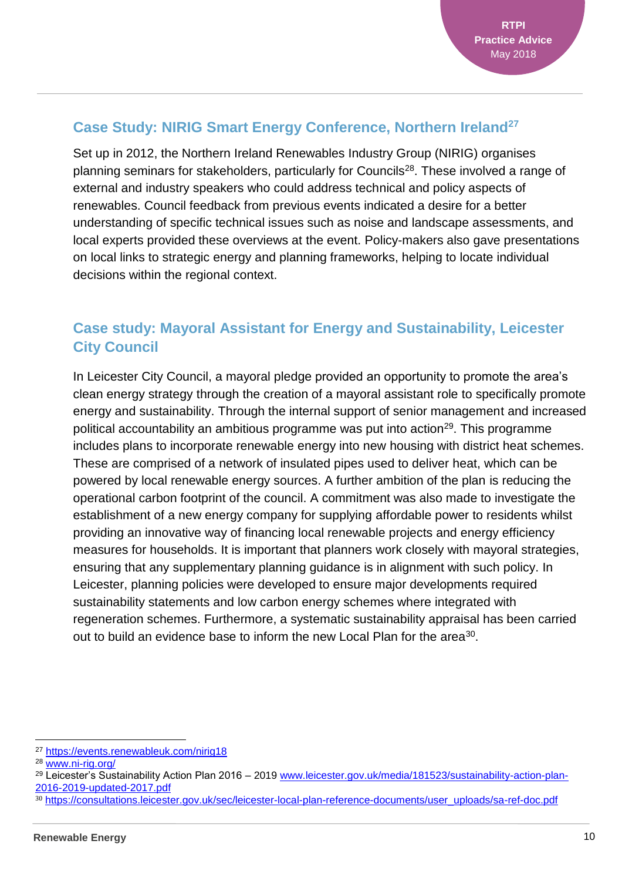## Case Study: NIRIG Smart Energy Conference, Northern Ireland[27]

Set up in 2012, the Northern Ireland Renewables Industry Group (NIRIG) organises planning seminars for stakeholders, particularly for Councils[28]. These involved a range of external and industry speakers who could address technical and policy aspects of renewables. Council feedback from previous events indicated a desire for a better understanding of specific technical issues such as noise and landscape assessments, and local experts provided these overviews at the event. Policy-makers also gave presentations on local links to strategic energy and planning frameworks, helping to locate individual decisions within the regional context.

## Case study: Mayoral Assistant for Energy and Sustainability, Leicester City Council

In Leicester City Council, a mayoral pledge provided an opportunity to promote the area's clean energy strategy through the creation of a mayoral assistant role to specifically promote energy and sustainability. Through the internal support of senior management and increased political accountability an ambitious programme was put into action[29]. This programme includes plans to incorporate renewable energy into new housing with district heat schemes. These are comprised of a network of insulated pipes used to deliver heat, which can be powered by local renewable energy sources. A further ambition of the plan is reducing the operational carbon footprint of the council. A commitment was also made to investigate the establishment of a new energy company for supplying affordable power to residents whilst providing an innovative way of financing local renewable projects and energy efficiency measures for households. It is important that planners work closely with mayoral strategies, ensuring that any supplementary planning guidance is in alignment with such policy. In Leicester, planning policies were developed to ensure major developments required sustainability statements and low carbon energy schemes where integrated with regeneration schemes. Furthermore, a systematic sustainability appraisal has been carried out to build an evidence base to inform the new Local Plan for the area[30].

---

[27] https://events.renewableuk.com/nirig18

[28] www.ni-rig.org/

[29] Leicester's Sustainability Action Plan 2016 – 2019 www.leicester.gov.uk/media/181523/sustainability-action-plan-2016-2019-updated-2017.pdf

[30] https://consultations.leicester.gov.uk/sec/leicester-local-plan-reference-documents/user_uploads/sa-ref-doc.pdf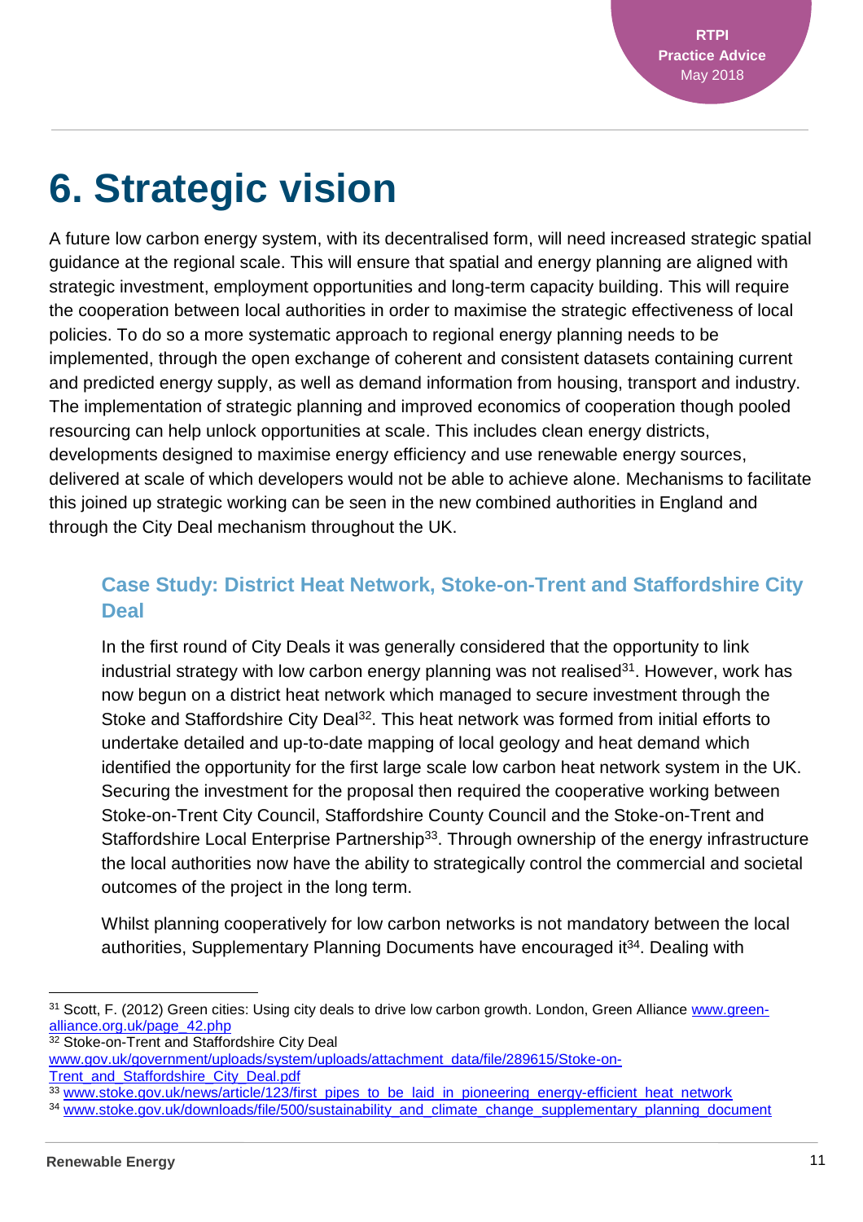# 6. Strategic vision

A future low carbon energy system, with its decentralised form, will need increased strategic spatial guidance at the regional scale. This will ensure that spatial and energy planning are aligned with strategic investment, employment opportunities and long-term capacity building. This will require the cooperation between local authorities in order to maximise the strategic effectiveness of local policies. To do so a more systematic approach to regional energy planning needs to be implemented, through the open exchange of coherent and consistent datasets containing current and predicted energy supply, as well as demand information from housing, transport and industry. The implementation of strategic planning and improved economics of cooperation though pooled resourcing can help unlock opportunities at scale. This includes clean energy districts, developments designed to maximise energy efficiency and use renewable energy sources, delivered at scale of which developers would not be able to achieve alone. Mechanisms to facilitate this joined up strategic working can be seen in the new combined authorities in England and through the City Deal mechanism throughout the UK.

## Case Study: District Heat Network, Stoke-on-Trent and Staffordshire City Deal

In the first round of City Deals it was generally considered that the opportunity to link industrial strategy with low carbon energy planning was not realised[31]. However, work has now begun on a district heat network which managed to secure investment through the Stoke and Staffordshire City Deal[32]. This heat network was formed from initial efforts to undertake detailed and up-to-date mapping of local geology and heat demand which identified the opportunity for the first large scale low carbon heat network system in the UK. Securing the investment for the proposal then required the cooperative working between Stoke-on-Trent City Council, Staffordshire County Council and the Stoke-on-Trent and Staffordshire Local Enterprise Partnership[33]. Through ownership of the energy infrastructure the local authorities now have the ability to strategically control the commercial and societal outcomes of the project in the long term.

Whilst planning cooperatively for low carbon networks is not mandatory between the local authorities, Supplementary Planning Documents have encouraged it[34]. Dealing with

---

[31] Scott, F. (2012) Green cities: Using city deals to drive low carbon growth. London, Green Alliance www.green-alliance.org.uk/page_42.php

[32] Stoke-on-Trent and Staffordshire City Deal www.gov.uk/government/uploads/system/uploads/attachment_data/file/289615/Stoke-on-Trent_and_Staffordshire_City_Deal.pdf

[33] www.stoke.gov.uk/news/article/123/first_pipes_to_be_laid_in_pioneering_energy-efficient_heat_network

[34] www.stoke.gov.uk/downloads/file/500/sustainability_and_climate_change_supplementary_planning_document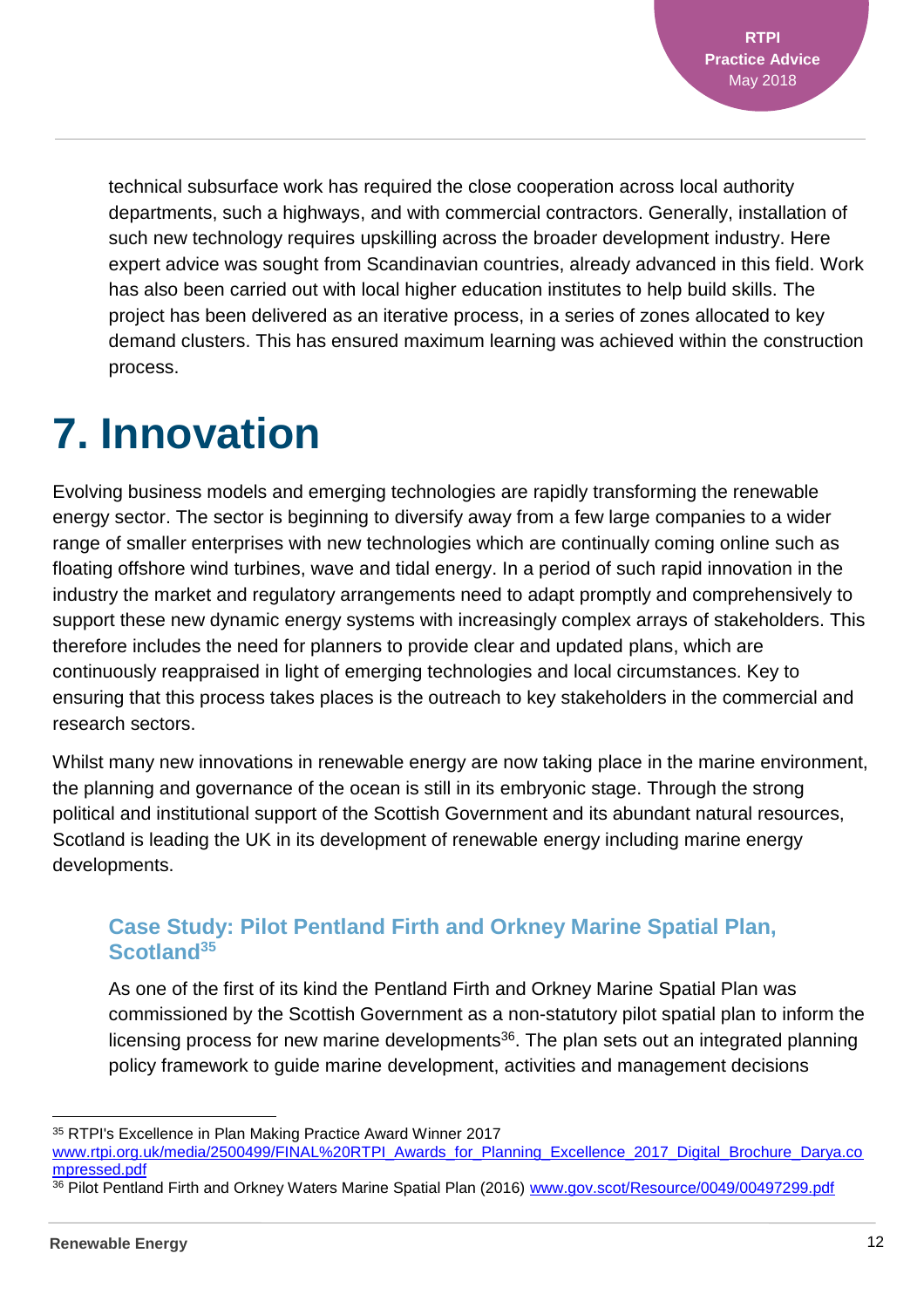technical subsurface work has required the close cooperation across local authority departments, such a highways, and with commercial contractors. Generally, installation of such new technology requires upskilling across the broader development industry. Here expert advice was sought from Scandinavian countries, already advanced in this field. Work has also been carried out with local higher education institutes to help build skills. The project has been delivered as an iterative process, in a series of zones allocated to key demand clusters. This has ensured maximum learning was achieved within the construction process.

# 7. Innovation

Evolving business models and emerging technologies are rapidly transforming the renewable energy sector. The sector is beginning to diversify away from a few large companies to a wider range of smaller enterprises with new technologies which are continually coming online such as floating offshore wind turbines, wave and tidal energy. In a period of such rapid innovation in the industry the market and regulatory arrangements need to adapt promptly and comprehensively to support these new dynamic energy systems with increasingly complex arrays of stakeholders. This therefore includes the need for planners to provide clear and updated plans, which are continuously reappraised in light of emerging technologies and local circumstances. Key to ensuring that this process takes places is the outreach to key stakeholders in the commercial and research sectors.

Whilst many new innovations in renewable energy are now taking place in the marine environment, the planning and governance of the ocean is still in its embryonic stage. Through the strong political and institutional support of the Scottish Government and its abundant natural resources, Scotland is leading the UK in its development of renewable energy including marine energy developments.

### Case Study: Pilot Pentland Firth and Orkney Marine Spatial Plan, Scotland[35]

As one of the first of its kind the Pentland Firth and Orkney Marine Spatial Plan was commissioned by the Scottish Government as a non-statutory pilot spatial plan to inform the licensing process for new marine developments[36]. The plan sets out an integrated planning policy framework to guide marine development, activities and management decisions

---

[35] RTPI's Excellence in Plan Making Practice Award Winner 2017 www.rtpi.org.uk/media/2500499/FINAL%20RTPI_Awards_for_Planning_Excellence_2017_Digital_Brochure_Darya.compressed.pdf

[36] Pilot Pentland Firth and Orkney Waters Marine Spatial Plan (2016) www.gov.scot/Resource/0049/00497299.pdf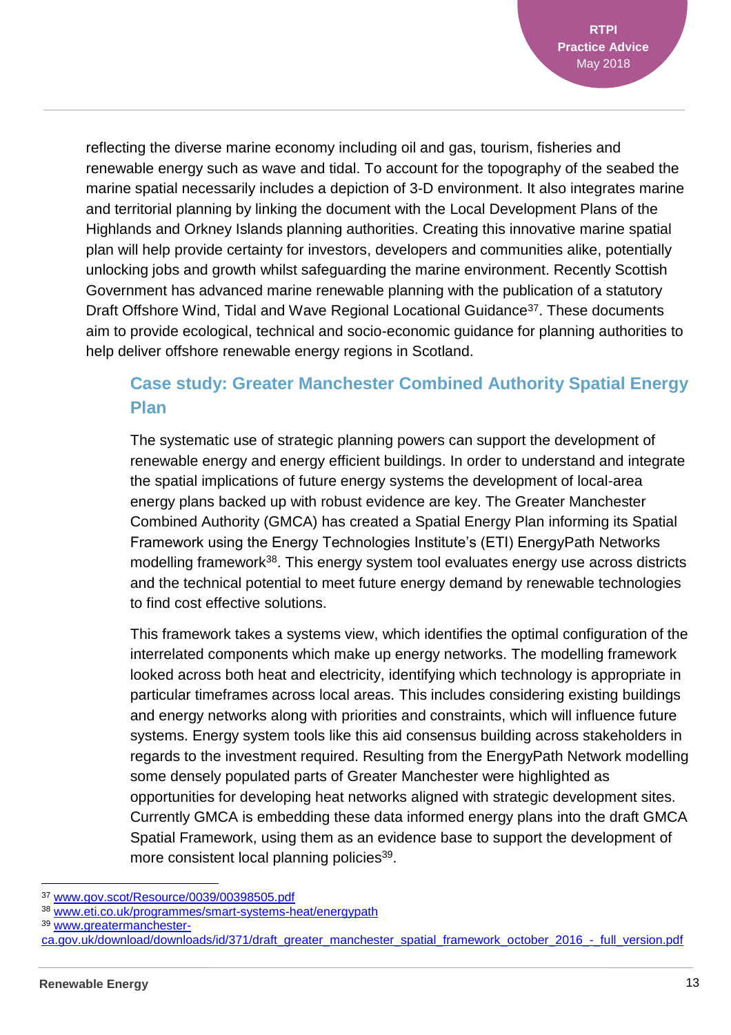reflecting the diverse marine economy including oil and gas, tourism, fisheries and renewable energy such as wave and tidal. To account for the topography of the seabed the marine spatial necessarily includes a depiction of 3-D environment. It also integrates marine and territorial planning by linking the document with the Local Development Plans of the Highlands and Orkney Islands planning authorities. Creating this innovative marine spatial plan will help provide certainty for investors, developers and communities alike, potentially unlocking jobs and growth whilst safeguarding the marine environment. Recently Scottish Government has advanced marine renewable planning with the publication of a statutory Draft Offshore Wind, Tidal and Wave Regional Locational Guidance[37]. These documents aim to provide ecological, technical and socio-economic guidance for planning authorities to help deliver offshore renewable energy regions in Scotland.

### Case study: Greater Manchester Combined Authority Spatial Energy Plan

The systematic use of strategic planning powers can support the development of renewable energy and energy efficient buildings. In order to understand and integrate the spatial implications of future energy systems the development of local-area energy plans backed up with robust evidence are key. The Greater Manchester Combined Authority (GMCA) has created a Spatial Energy Plan informing its Spatial Framework using the Energy Technologies Institute's (ETI) EnergyPath Networks modelling framework[38]. This energy system tool evaluates energy use across districts and the technical potential to meet future energy demand by renewable technologies to find cost effective solutions.

This framework takes a systems view, which identifies the optimal configuration of the interrelated components which make up energy networks. The modelling framework looked across both heat and electricity, identifying which technology is appropriate in particular timeframes across local areas. This includes considering existing buildings and energy networks along with priorities and constraints, which will influence future systems. Energy system tools like this aid consensus building across stakeholders in regards to the investment required. Resulting from the EnergyPath Network modelling some densely populated parts of Greater Manchester were highlighted as opportunities for developing heat networks aligned with strategic development sites. Currently GMCA is embedding these data informed energy plans into the draft GMCA Spatial Framework, using them as an evidence base to support the development of more consistent local planning policies[39].

---

[37] www.gov.scot/Resource/0039/00398505.pdf

[38] www.eti.co.uk/programmes/smart-systems-heat/energypath

[39] www.greatermanchester-ca.gov.uk/download/downloads/id/371/draft_greater_manchester_spatial_framework_october_2016_-_full_version.pdf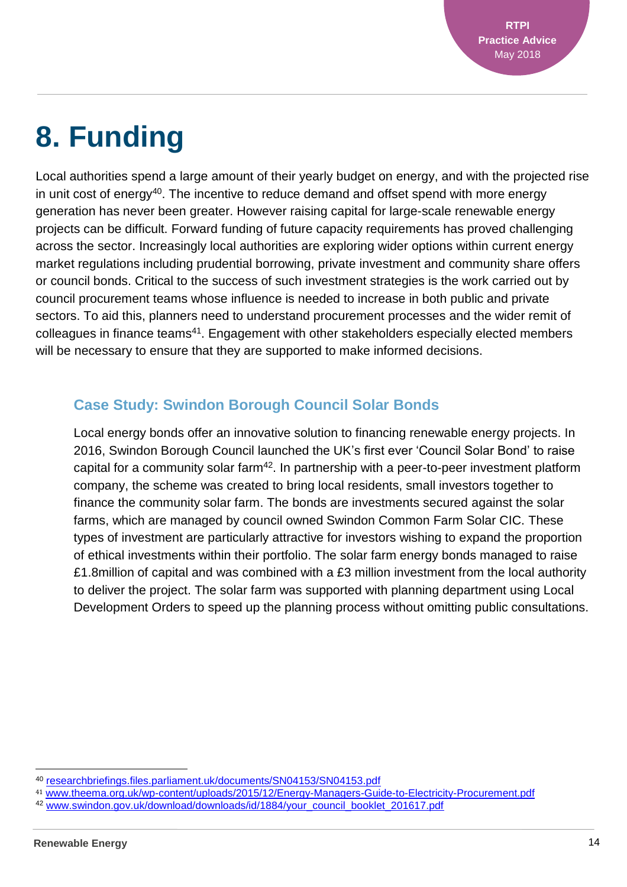# 8. Funding

Local authorities spend a large amount of their yearly budget on energy, and with the projected rise in unit cost of energy[40]. The incentive to reduce demand and offset spend with more energy generation has never been greater. However raising capital for large-scale renewable energy projects can be difficult. Forward funding of future capacity requirements has proved challenging across the sector. Increasingly local authorities are exploring wider options within current energy market regulations including prudential borrowing, private investment and community share offers or council bonds. Critical to the success of such investment strategies is the work carried out by council procurement teams whose influence is needed to increase in both public and private sectors. To aid this, planners need to understand procurement processes and the wider remit of colleagues in finance teams[41]. Engagement with other stakeholders especially elected members will be necessary to ensure that they are supported to make informed decisions.

### Case Study: Swindon Borough Council Solar Bonds

Local energy bonds offer an innovative solution to financing renewable energy projects. In 2016, Swindon Borough Council launched the UK's first ever 'Council Solar Bond' to raise capital for a community solar farm[42]. In partnership with a peer-to-peer investment platform company, the scheme was created to bring local residents, small investors together to finance the community solar farm. The bonds are investments secured against the solar farms, which are managed by council owned Swindon Common Farm Solar CIC. These types of investment are particularly attractive for investors wishing to expand the proportion of ethical investments within their portfolio. The solar farm energy bonds managed to raise £1.8million of capital and was combined with a £3 million investment from the local authority to deliver the project. The solar farm was supported with planning department using Local Development Orders to speed up the planning process without omitting public consultations.

---

[40] researchbriefings.files.parliament.uk/documents/SN04153/SN04153.pdf

[41] www.theema.org.uk/wp-content/uploads/2015/12/Energy-Managers-Guide-to-Electricity-Procurement.pdf

[42] www.swindon.gov.uk/download/downloads/id/1884/your_council_booklet_201617.pdf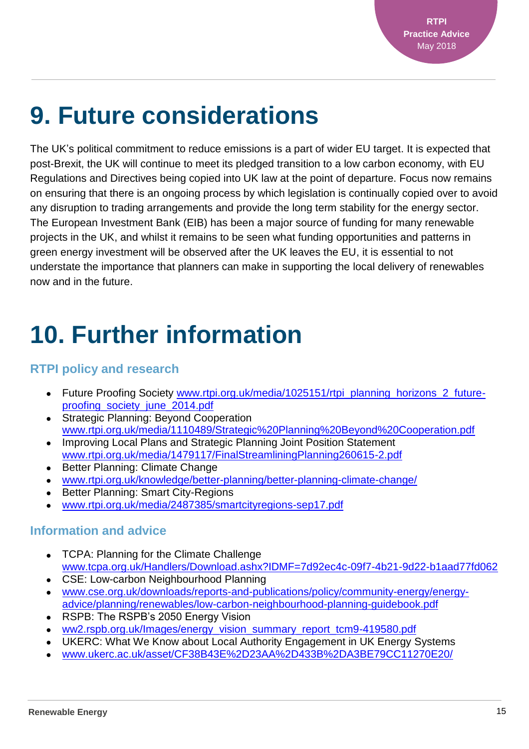# 9. Future considerations

The UK's political commitment to reduce emissions is a part of wider EU target. It is expected that post-Brexit, the UK will continue to meet its pledged transition to a low carbon economy, with EU Regulations and Directives being copied into UK law at the point of departure. Focus now remains on ensuring that there is an ongoing process by which legislation is continually copied over to avoid any disruption to trading arrangements and provide the long term stability for the energy sector. The European Investment Bank (EIB) has been a major source of funding for many renewable projects in the UK, and whilst it remains to be seen what funding opportunities and patterns in green energy investment will be observed after the UK leaves the EU, it is essential to not understate the importance that planners can make in supporting the local delivery of renewables now and in the future.

# 10. Further information

### RTPI policy and research

- Future Proofing Society www.rtpi.org.uk/media/1025151/rtpi_planning_horizons_2_future-proofing_society_june_2014.pdf
- Strategic Planning: Beyond Cooperation www.rtpi.org.uk/media/1110489/Strategic%20Planning%20Beyond%20Cooperation.pdf
- Improving Local Plans and Strategic Planning Joint Position Statement www.rtpi.org.uk/media/1479117/FinalStreamliningPlanning260615-2.pdf
- Better Planning: Climate Change
- www.rtpi.org.uk/knowledge/better-planning/better-planning-climate-change/
- Better Planning: Smart City-Regions
- www.rtpi.org.uk/media/2487385/smartcityregions-sep17.pdf

### Information and advice

- TCPA: Planning for the Climate Challenge www.tcpa.org.uk/Handlers/Download.ashx?IDMF=7d92ec4c-09f7-4b21-9d22-b1aad77fd062
- CSE: Low-carbon Neighbourhood Planning
- www.cse.org.uk/downloads/reports-and-publications/policy/community-energy/energy-advice/planning/renewables/low-carbon-neighbourhood-planning-guidebook.pdf
- RSPB: The RSPB's 2050 Energy Vision
- ww2.rspb.org.uk/Images/energy_vision_summary_report_tcm9-419580.pdf
- UKERC: What We Know about Local Authority Engagement in UK Energy Systems
- www.ukerc.ac.uk/asset/CF38B43E%2D23AA%2D433B%2DA3BE79CC11270E20/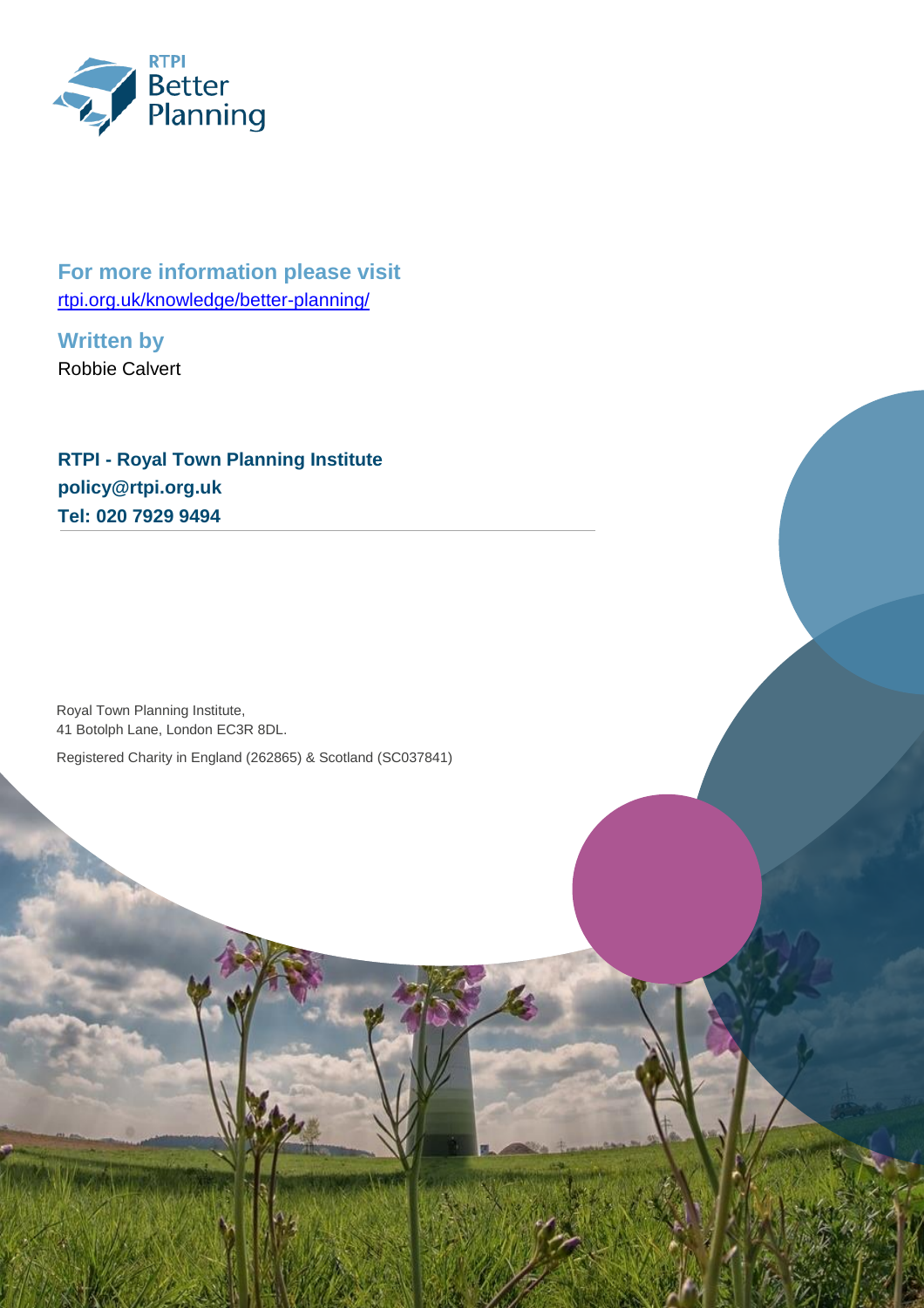RTPI
Better
Planning

**For more information please visit**
[rtpi.org.uk/knowledge/better-planning/](https://rtpi.org.uk/knowledge/better-planning/)

**Written by**
Robbie Calvert

**RTPI - Royal Town Planning Institute**
**policy@rtpi.org.uk**
**Tel: 020 7929 9494**

Royal Town Planning Institute,
41 Botolph Lane, London EC3R 8DL.

Registered Charity in England (262865) & Scotland (SC037841)